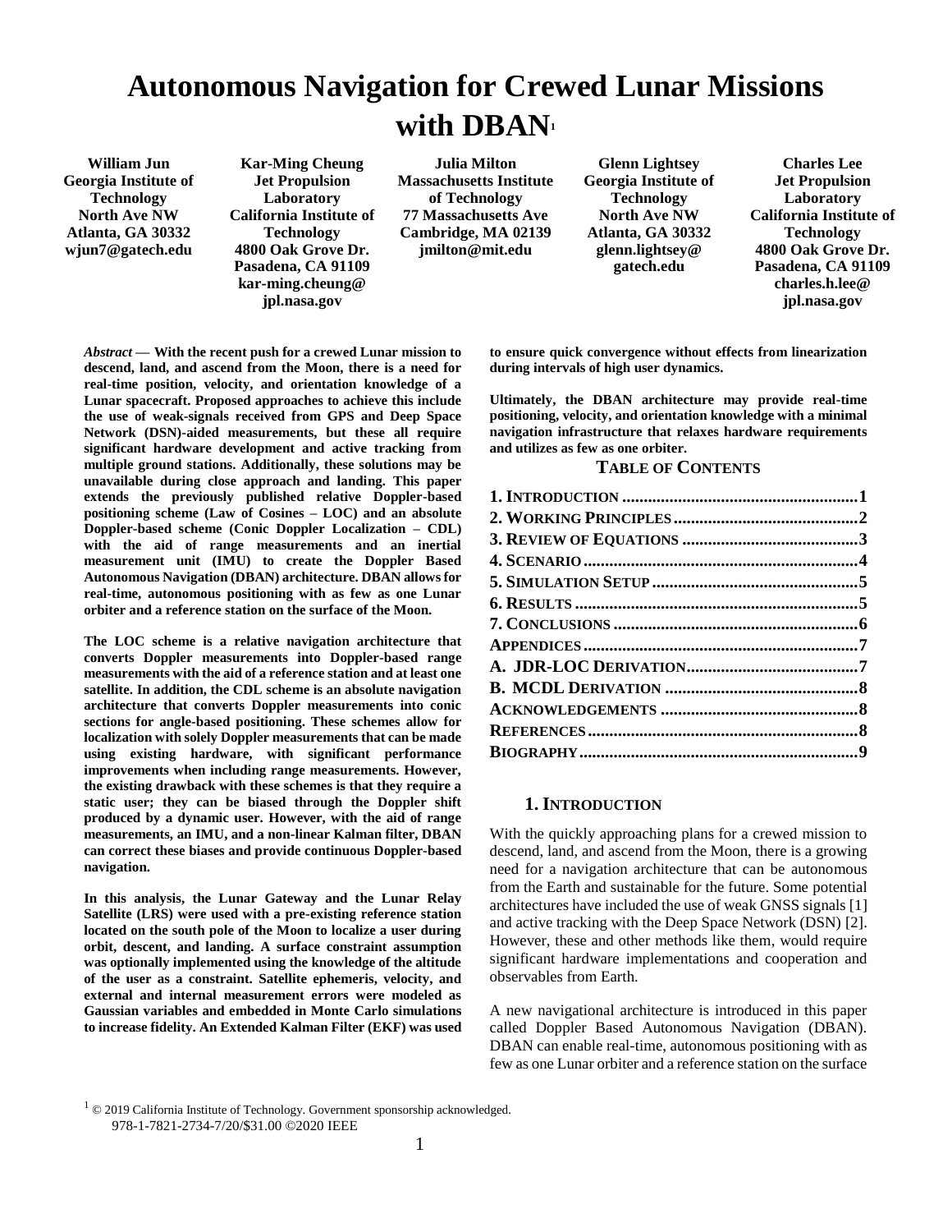# Autonomous Navigation for Crewed Lunar Missions with DBAN[1]

**William Jun**
Georgia Institute of Technology
North Ave NW
Atlanta, GA 30332
wjun7@gatech.edu

**Kar-Ming Cheung**
Jet Propulsion Laboratory
California Institute of Technology
4800 Oak Grove Dr.
Pasadena, CA 91109
kar-ming.cheung@jpl.nasa.gov

**Julia Milton**
Massachusetts Institute of Technology
77 Massachusetts Ave
Cambridge, MA 02139
jmilton@mit.edu

**Glenn Lightsey**
Georgia Institute of Technology
North Ave NW
Atlanta, GA 30332
glenn.lightsey@gatech.edu

**Charles Lee**
Jet Propulsion Laboratory
California Institute of Technology
4800 Oak Grove Dr.
Pasadena, CA 91109
charles.h.lee@jpl.nasa.gov

***Abstract*** **— With the recent push for a crewed Lunar mission to descend, land, and ascend from the Moon, there is a need for real-time position, velocity, and orientation knowledge of a Lunar spacecraft. Proposed approaches to achieve this include the use of weak-signals received from GPS and Deep Space Network (DSN)-aided measurements, but these all require significant hardware development and active tracking from multiple ground stations. Additionally, these solutions may be unavailable during close approach and landing. This paper extends the previously published relative Doppler-based positioning scheme (Law of Cosines – LOC) and an absolute Doppler-based scheme (Conic Doppler Localization – CDL) with the aid of range measurements and an inertial measurement unit (IMU) to create the Doppler Based Autonomous Navigation (DBAN) architecture. DBAN allows for real-time, autonomous positioning with as few as one Lunar orbiter and a reference station on the surface of the Moon.**

**The LOC scheme is a relative navigation architecture that converts Doppler measurements into Doppler-based range measurements with the aid of a reference station and at least one satellite. In addition, the CDL scheme is an absolute navigation architecture that converts Doppler measurements into conic sections for angle-based positioning. These schemes allow for localization with solely Doppler measurements that can be made using existing hardware, with significant performance improvements when including range measurements. However, the existing drawback with these schemes is that they require a static user; they can be biased through the Doppler shift produced by a dynamic user. However, with the aid of range measurements, an IMU, and a non-linear Kalman filter, DBAN can correct these biases and provide continuous Doppler-based navigation.**

**In this analysis, the Lunar Gateway and the Lunar Relay Satellite (LRS) were used with a pre-existing reference station located on the south pole of the Moon to localize a user during orbit, descent, and landing. A surface constraint assumption was optionally implemented using the knowledge of the altitude of the user as a constraint. Satellite ephemeris, velocity, and external and internal measurement errors were modeled as Gaussian variables and embedded in Monte Carlo simulations to increase fidelity. An Extended Kalman Filter (EKF) was used to ensure quick convergence without effects from linearization during intervals of high user dynamics.**

**Ultimately, the DBAN architecture may provide real-time positioning, velocity, and orientation knowledge with a minimal navigation infrastructure that relaxes hardware requirements and utilizes as few as one orbiter.**

## TABLE OF CONTENTS

| | |
|---|---|
| **1. INTRODUCTION** | **1** |
| **2. WORKING PRINCIPLES** | **2** |
| **3. REVIEW OF EQUATIONS** | **3** |
| **4. SCENARIO** | **4** |
| **5. SIMULATION SETUP** | **5** |
| **6. RESULTS** | **5** |
| **7. CONCLUSIONS** | **6** |
| **APPENDICES** | **7** |
| **A. JDR-LOC DERIVATION** | **7** |
| **B. MCDL DERIVATION** | **8** |
| **ACKNOWLEDGEMENTS** | **8** |
| **REFERENCES** | **8** |
| **BIOGRAPHY** | **9** |

## 1. INTRODUCTION

With the quickly approaching plans for a crewed mission to descend, land, and ascend from the Moon, there is a growing need for a navigation architecture that can be autonomous from the Earth and sustainable for the future. Some potential architectures have included the use of weak GNSS signals [1] and active tracking with the Deep Space Network (DSN) [2]. However, these and other methods like them, would require significant hardware implementations and cooperation and observables from Earth.

A new navigational architecture is introduced in this paper called Doppler Based Autonomous Navigation (DBAN). DBAN can enable real-time, autonomous positioning with as few as one Lunar orbiter and a reference station on the surface

[1] © 2019 California Institute of Technology. Government sponsorship acknowledged.
978-1-7821-2734-7/20/$31.00 ©2020 IEEE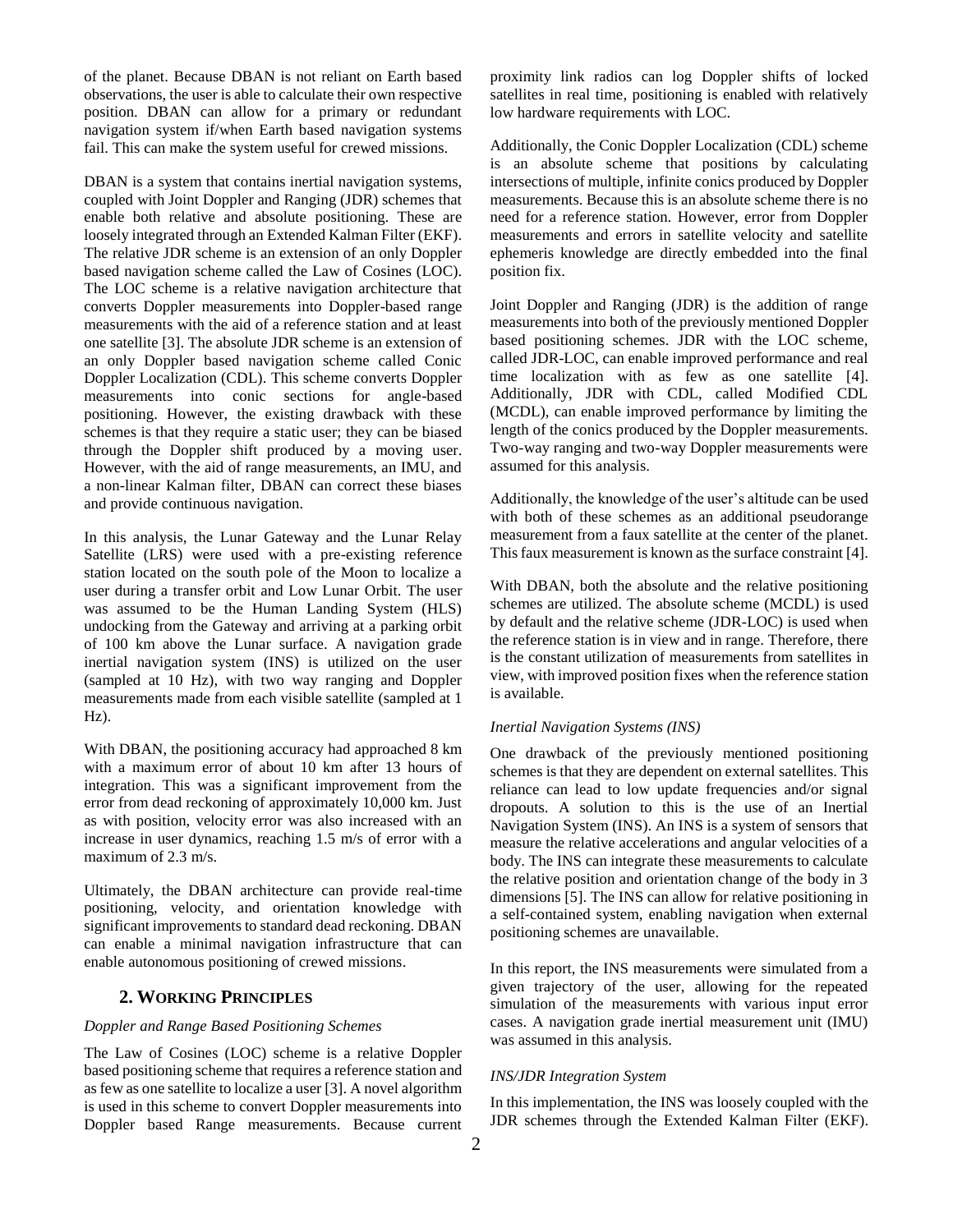of the planet. Because DBAN is not reliant on Earth based observations, the user is able to calculate their own respective position. DBAN can allow for a primary or redundant navigation system if/when Earth based navigation systems fail. This can make the system useful for crewed missions.

DBAN is a system that contains inertial navigation systems, coupled with Joint Doppler and Ranging (JDR) schemes that enable both relative and absolute positioning. These are loosely integrated through an Extended Kalman Filter (EKF). The relative JDR scheme is an extension of an only Doppler based navigation scheme called the Law of Cosines (LOC). The LOC scheme is a relative navigation architecture that converts Doppler measurements into Doppler-based range measurements with the aid of a reference station and at least one satellite [3]. The absolute JDR scheme is an extension of an only Doppler based navigation scheme called Conic Doppler Localization (CDL). This scheme converts Doppler measurements into conic sections for angle-based positioning. However, the existing drawback with these schemes is that they require a static user; they can be biased through the Doppler shift produced by a moving user. However, with the aid of range measurements, an IMU, and a non-linear Kalman filter, DBAN can correct these biases and provide continuous navigation.

In this analysis, the Lunar Gateway and the Lunar Relay Satellite (LRS) were used with a pre-existing reference station located on the south pole of the Moon to localize a user during a transfer orbit and Low Lunar Orbit. The user was assumed to be the Human Landing System (HLS) undocking from the Gateway and arriving at a parking orbit of 100 km above the Lunar surface. A navigation grade inertial navigation system (INS) is utilized on the user (sampled at 10 Hz), with two way ranging and Doppler measurements made from each visible satellite (sampled at 1 Hz).

With DBAN, the positioning accuracy had approached 8 km with a maximum error of about 10 km after 13 hours of integration. This was a significant improvement from the error from dead reckoning of approximately 10,000 km. Just as with position, velocity error was also increased with an increase in user dynamics, reaching 1.5 m/s of error with a maximum of 2.3 m/s.

Ultimately, the DBAN architecture can provide real-time positioning, velocity, and orientation knowledge with significant improvements to standard dead reckoning. DBAN can enable a minimal navigation infrastructure that can enable autonomous positioning of crewed missions.

## 2. WORKING PRINCIPLES

*Doppler and Range Based Positioning Schemes*

The Law of Cosines (LOC) scheme is a relative Doppler based positioning scheme that requires a reference station and as few as one satellite to localize a user [3]. A novel algorithm is used in this scheme to convert Doppler measurements into Doppler based Range measurements. Because current proximity link radios can log Doppler shifts of locked satellites in real time, positioning is enabled with relatively low hardware requirements with LOC.

Additionally, the Conic Doppler Localization (CDL) scheme is an absolute scheme that positions by calculating intersections of multiple, infinite conics produced by Doppler measurements. Because this is an absolute scheme there is no need for a reference station. However, error from Doppler measurements and errors in satellite velocity and satellite ephemeris knowledge are directly embedded into the final position fix.

Joint Doppler and Ranging (JDR) is the addition of range measurements into both of the previously mentioned Doppler based positioning schemes. JDR with the LOC scheme, called JDR-LOC, can enable improved performance and real time localization with as few as one satellite [4]. Additionally, JDR with CDL, called Modified CDL (MCDL), can enable improved performance by limiting the length of the conics produced by the Doppler measurements. Two-way ranging and two-way Doppler measurements were assumed for this analysis.

Additionally, the knowledge of the user's altitude can be used with both of these schemes as an additional pseudorange measurement from a faux satellite at the center of the planet. This faux measurement is known as the surface constraint [4].

With DBAN, both the absolute and the relative positioning schemes are utilized. The absolute scheme (MCDL) is used by default and the relative scheme (JDR-LOC) is used when the reference station is in view and in range. Therefore, there is the constant utilization of measurements from satellites in view, with improved position fixes when the reference station is available.

*Inertial Navigation Systems (INS)*

One drawback of the previously mentioned positioning schemes is that they are dependent on external satellites. This reliance can lead to low update frequencies and/or signal dropouts. A solution to this is the use of an Inertial Navigation System (INS). An INS is a system of sensors that measure the relative accelerations and angular velocities of a body. The INS can integrate these measurements to calculate the relative position and orientation change of the body in 3 dimensions [5]. The INS can allow for relative positioning in a self-contained system, enabling navigation when external positioning schemes are unavailable.

In this report, the INS measurements were simulated from a given trajectory of the user, allowing for the repeated simulation of the measurements with various input error cases. A navigation grade inertial measurement unit (IMU) was assumed in this analysis.

*INS/JDR Integration System*

In this implementation, the INS was loosely coupled with the JDR schemes through the Extended Kalman Filter (EKF).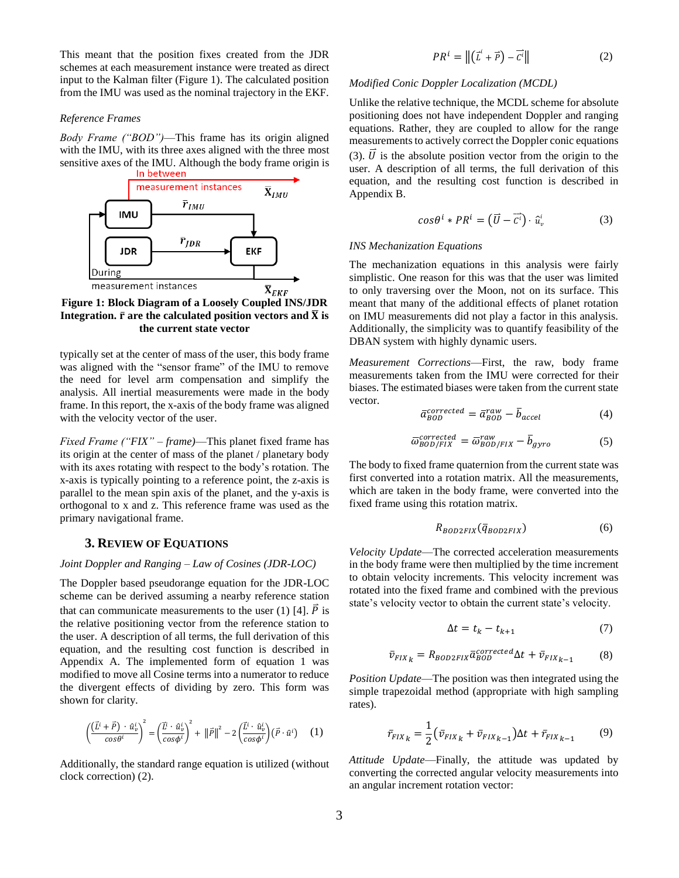This meant that the position fixes created from the JDR schemes at each measurement instance were treated as direct input to the Kalman filter (Figure 1). The calculated position from the IMU was used as the nominal trajectory in the EKF.

*Reference Frames*

*Body Frame ("BOD")*—This frame has its origin aligned with the IMU, with its three axes aligned with the three most sensitive axes of the IMU. Although the body frame origin is typically set at the center of mass of the user, this body frame was aligned with the "sensor frame" of the IMU to remove the need for level arm compensation and simplify the analysis. All inertial measurements were made in the body frame. In this report, the x-axis of the body frame was aligned with the velocity vector of the user.

**Figure 1: Block Diagram of a Loosely Coupled INS/JDR Integration. $\bar{r}$ are the calculated position vectors and $\bar{X}$ is the current state vector**

*Fixed Frame ("FIX" – frame)*—This planet fixed frame has its origin at the center of mass of the planet / planetary body with its axes rotating with respect to the body's rotation. The x-axis is typically pointing to a reference point, the z-axis is parallel to the mean spin axis of the planet, and the y-axis is orthogonal to x and z. This reference frame was used as the primary navigational frame.

## 3. REVIEW OF EQUATIONS

*Joint Doppler and Ranging – Law of Cosines (JDR-LOC)*

The Doppler based pseudorange equation for the JDR-LOC scheme can be derived assuming a nearby reference station that can communicate measurements to the user (1) [4]. $\vec{P}$ is the relative positioning vector from the reference station to the user. A description of all terms, the full derivation of this equation, and the resulting cost function is described in Appendix A. The implemented form of equation 1 was modified to move all Cosine terms into a numerator to reduce the divergent effects of dividing by zero. This form was shown for clarity.

$$\left(\frac{(\vec{L}^i+\vec{P})\cdot\hat{u}_v^i}{\cos\theta^i}\right)^2 = \left(\frac{\vec{L}^i\cdot\hat{u}_v^i}{\cos\phi^i}\right)^2 + \|\vec{P}\|^2 - 2\left(\frac{\vec{L}^i\cdot\hat{u}_v^i}{\cos\phi^i}\right)(\vec{P}\cdot\hat{u}^i) \quad (1)$$

Additionally, the standard range equation is utilized (without clock correction) (2).

$$PR^i = \left\|\left(\vec{L}^i+\vec{P}\right)-\vec{c}^i\right\| \quad (2)$$

*Modified Conic Doppler Localization (MCDL)*

Unlike the relative technique, the MCDL scheme for absolute positioning does not have independent Doppler and ranging equations. Rather, they are coupled to allow for the range measurements to actively correct the Doppler conic equations (3). $\vec{U}$ is the absolute position vector from the origin to the user. A description of all terms, the full derivation of this equation, and the resulting cost function is described in Appendix B.

$$\cos\theta^i * PR^i = \left(\vec{U}-\vec{c}^i\right)\cdot\hat{u}_v^i \quad (3)$$

*INS Mechanization Equations*

The mechanization equations in this analysis were fairly simplistic. One reason for this was that the user was limited to only traversing over the Moon, not on its surface. This meant that many of the additional effects of planet rotation on IMU measurements did not play a factor in this analysis. Additionally, the simplicity was to quantify feasibility of the DBAN system with highly dynamic users.

*Measurement Corrections*—First, the raw, body frame measurements taken from the IMU were corrected for their biases. The estimated biases were taken from the current state vector.

$$\bar{a}_{BOD}^{corrected} = \bar{a}_{BOD}^{raw} - \bar{b}_{accel} \quad (4)$$

$$\bar{\omega}_{BOD/FIX}^{corrected} = \bar{\omega}_{BOD/FIX}^{raw} - \bar{b}_{gyro} \quad (5)$$

The body to fixed frame quaternion from the current state was first converted into a rotation matrix. All the measurements, which are taken in the body frame, were converted into the fixed frame using this rotation matrix.

$$R_{BOD2FIX}(\bar{q}_{BOD2FIX}) \quad (6)$$

*Velocity Update*—The corrected acceleration measurements in the body frame were then multiplied by the time increment to obtain velocity increments. This velocity increment was rotated into the fixed frame and combined with the previous state's velocity vector to obtain the current state's velocity.

$$\Delta t = t_k - t_{k+1} \quad (7)$$

$$\bar{v}_{FIX_k} = R_{BOD2FIX}\bar{a}_{BOD}^{corrected}\Delta t + \bar{v}_{FIX_{k-1}} \quad (8)$$

*Position Update*—The position was then integrated using the simple trapezoidal method (appropriate with high sampling rates).

$$\bar{r}_{FIX_k} = \frac{1}{2}\left(\bar{v}_{FIX_k} + \bar{v}_{FIX_{k-1}}\right)\Delta t + \bar{r}_{FIX_{k-1}} \quad (9)$$

*Attitude Update*—Finally, the attitude was updated by converting the corrected angular velocity measurements into an angular increment rotation vector: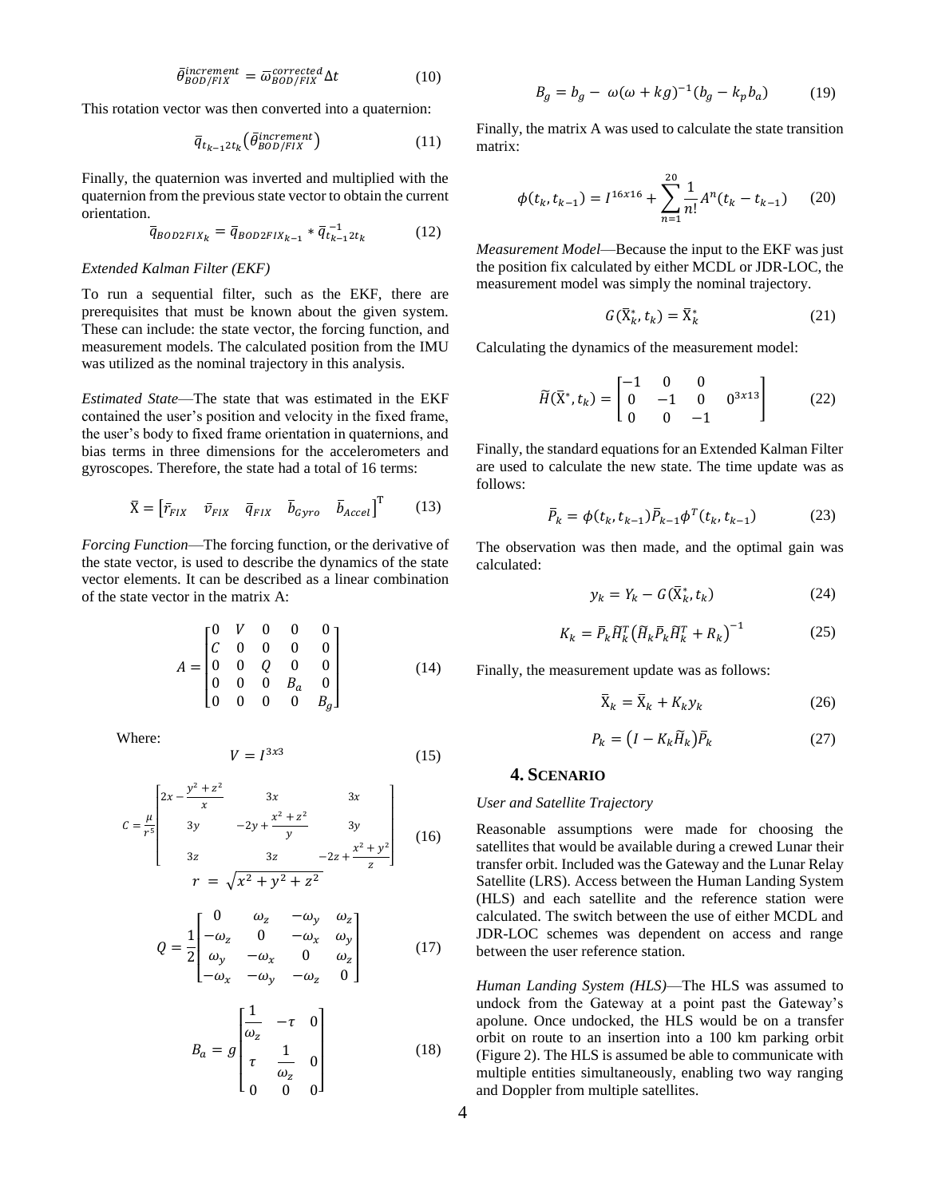$$\bar{\theta}_{BOD/FIX}^{increment} = \bar{\omega}_{BOD/FIX}^{corrected} \Delta t \tag{10}$$

This rotation vector was then converted into a quaternion:

$$\bar{q}_{t_{k-1}2t_k}\left(\bar{\theta}_{BOD/FIX}^{increment}\right) \tag{11}$$

Finally, the quaternion was inverted and multiplied with the quaternion from the previous state vector to obtain the current orientation.

$$\bar{q}_{BOD2FIX_k} = \bar{q}_{BOD2FIX_{k-1}} * \bar{q}_{t_{k-1}2t_k}^{-1} \tag{12}$$

*Extended Kalman Filter (EKF)*

To run a sequential filter, such as the EKF, there are prerequisites that must be known about the given system. These can include: the state vector, the forcing function, and measurement models. The calculated position from the IMU was utilized as the nominal trajectory in this analysis.

*Estimated State*—The state that was estimated in the EKF contained the user's position and velocity in the fixed frame, the user's body to fixed frame orientation in quaternions, and bias terms in three dimensions for the accelerometers and gyroscopes. Therefore, the state had a total of 16 terms:

$$\bar{\mathrm{X}} = \begin{bmatrix} \bar{r}_{FIX} & \bar{v}_{FIX} & \bar{q}_{FIX} & \bar{b}_{Gyro} & \bar{b}_{Accel} \end{bmatrix}^{\mathrm{T}} \tag{13}$$

*Forcing Function*—The forcing function, or the derivative of the state vector, is used to describe the dynamics of the state vector elements. It can be described as a linear combination of the state vector in the matrix A:

$$A = \begin{bmatrix} 0 & V & 0 & 0 & 0 \\ C & 0 & 0 & 0 & 0 \\ 0 & 0 & Q & 0 & 0 \\ 0 & 0 & 0 & B_a & 0 \\ 0 & 0 & 0 & 0 & B_g \end{bmatrix} \tag{14}$$

Where:

$$V = I^{3x3} \tag{15}$$

$$C = \frac{\mu}{r^5}\begin{bmatrix} 2x - \frac{y^2+z^2}{x} & 3x & 3x \\ 3y & -2y + \frac{x^2+z^2}{y} & 3y \\ 3z & 3z & -2z + \frac{x^2+y^2}{z} \end{bmatrix} \tag{16}$$

$$r = \sqrt{x^2+y^2+z^2}$$

$$Q = \frac{1}{2}\begin{bmatrix} 0 & \omega_z & -\omega_y & \omega_z \\ -\omega_z & 0 & -\omega_x & \omega_y \\ \omega_y & -\omega_x & 0 & \omega_z \\ -\omega_x & -\omega_y & -\omega_z & 0 \end{bmatrix} \tag{17}$$

$$B_a = g\begin{bmatrix} \frac{1}{\omega_z} & -\tau & 0 \\ \tau & \frac{1}{\omega_z} & 0 \\ 0 & 0 & 0 \end{bmatrix} \tag{18}$$

$$B_g = b_g - \omega(\omega + kg)^{-1}(b_g - k_p b_a) \tag{19}$$

Finally, the matrix A was used to calculate the state transition matrix:

$$\phi(t_k, t_{k-1}) = I^{16x16} + \sum_{n=1}^{20} \frac{1}{n!} A^n (t_k - t_{k-1}) \tag{20}$$

*Measurement Model*—Because the input to the EKF was just the position fix calculated by either MCDL or JDR-LOC, the measurement model was simply the nominal trajectory.

$$G(\bar{\mathrm{X}}_k^*, t_k) = \bar{\mathrm{X}}_k^* \tag{21}$$

Calculating the dynamics of the measurement model:

$$\widetilde{H}(\bar{\mathrm{X}}^*, t_k) = \begin{bmatrix} -1 & 0 & 0 & \\ 0 & -1 & 0 & 0^{3x13} \\ 0 & 0 & -1 & \end{bmatrix} \tag{22}$$

Finally, the standard equations for an Extended Kalman Filter are used to calculate the new state. The time update was as follows:

$$\bar{P}_k = \phi(t_k, t_{k-1}) \bar{P}_{k-1} \phi^T(t_k, t_{k-1}) \tag{23}$$

The observation was then made, and the optimal gain was calculated:

$$y_k = Y_k - G(\bar{\mathrm{X}}_k^*, t_k) \tag{24}$$

$$K_k = \bar{P}_k \widetilde{H}_k^T \left(\widetilde{H}_k \bar{P}_k \widetilde{H}_k^T + R_k\right)^{-1} \tag{25}$$

Finally, the measurement update was as follows:

$$\bar{\mathrm{X}}_k = \bar{\mathrm{X}}_k + K_k y_k \tag{26}$$

$$P_k = \left(I - K_k \widetilde{H}_k\right) \bar{P}_k \tag{27}$$

## 4. SCENARIO

*User and Satellite Trajectory*

Reasonable assumptions were made for choosing the satellites that would be available during a crewed Lunar their transfer orbit. Included was the Gateway and the Lunar Relay Satellite (LRS). Access between the Human Landing System (HLS) and each satellite and the reference station were calculated. The switch between the use of either MCDL and JDR-LOC schemes was dependent on access and range between the user reference station.

*Human Landing System (HLS)*—The HLS was assumed to undock from the Gateway at a point past the Gateway's apolune. Once undocked, the HLS would be on a transfer orbit on route to an insertion into a 100 km parking orbit (Figure 2). The HLS is assumed be able to communicate with multiple entities simultaneously, enabling two way ranging and Doppler from multiple satellites.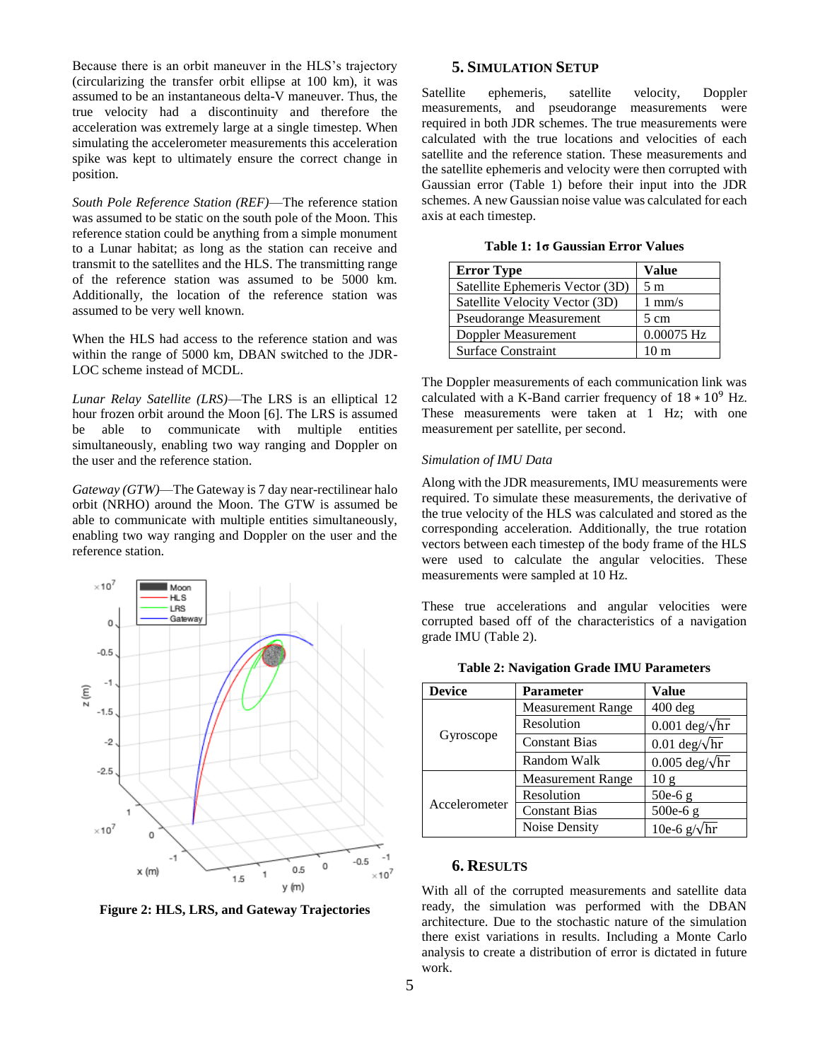Because there is an orbit maneuver in the HLS's trajectory (circularizing the transfer orbit ellipse at 100 km), it was assumed to be an instantaneous delta-V maneuver. Thus, the true velocity had a discontinuity and therefore the acceleration was extremely large at a single timestep. When simulating the accelerometer measurements this acceleration spike was kept to ultimately ensure the correct change in position.

*South Pole Reference Station (REF)*—The reference station was assumed to be static on the south pole of the Moon. This reference station could be anything from a simple monument to a Lunar habitat; as long as the station can receive and transmit to the satellites and the HLS. The transmitting range of the reference station was assumed to be 5000 km. Additionally, the location of the reference station was assumed to be very well known.

When the HLS had access to the reference station and was within the range of 5000 km, DBAN switched to the JDR-LOC scheme instead of MCDL.

*Lunar Relay Satellite (LRS)*—The LRS is an elliptical 12 hour frozen orbit around the Moon [6]. The LRS is assumed be able to communicate with multiple entities simultaneously, enabling two way ranging and Doppler on the user and the reference station.

*Gateway (GTW)*—The Gateway is 7 day near-rectilinear halo orbit (NRHO) around the Moon. The GTW is assumed be able to communicate with multiple entities simultaneously, enabling two way ranging and Doppler on the user and the reference station.

**Figure 2: HLS, LRS, and Gateway Trajectories**

## 5. Simulation Setup

Satellite ephemeris, satellite velocity, Doppler measurements, and pseudorange measurements were required in both JDR schemes. The true measurements were calculated with the true locations and velocities of each satellite and the reference station. These measurements and the satellite ephemeris and velocity were then corrupted with Gaussian error (Table 1) before their input into the JDR schemes. A new Gaussian noise value was calculated for each axis at each timestep.

**Table 1: 1σ Gaussian Error Values**

| Error Type | Value |
|---|---|
| Satellite Ephemeris Vector (3D) | 5 m |
| Satellite Velocity Vector (3D) | 1 mm/s |
| Pseudorange Measurement | 5 cm |
| Doppler Measurement | 0.00075 Hz |
| Surface Constraint | 10 m |

The Doppler measurements of each communication link was calculated with a K-Band carrier frequency of $18 * 10^9$ Hz. These measurements were taken at 1 Hz; with one measurement per satellite, per second.

*Simulation of IMU Data*

Along with the JDR measurements, IMU measurements were required. To simulate these measurements, the derivative of the true velocity of the HLS was calculated and stored as the corresponding acceleration. Additionally, the true rotation vectors between each timestep of the body frame of the HLS were used to calculate the angular velocities. These measurements were sampled at 10 Hz.

These true accelerations and angular velocities were corrupted based off of the characteristics of a navigation grade IMU (Table 2).

**Table 2: Navigation Grade IMU Parameters**

| Device | Parameter | Value |
|---|---|---|
| Gyroscope | Measurement Range | 400 deg |
| | Resolution | 0.001 deg/$\sqrt{\text{hr}}$ |
| | Constant Bias | 0.01 deg/$\sqrt{\text{hr}}$ |
| | Random Walk | 0.005 deg/$\sqrt{\text{hr}}$ |
| Accelerometer | Measurement Range | 10 g |
| | Resolution | 50e-6 g |
| | Constant Bias | 500e-6 g |
| | Noise Density | 10e-6 g/$\sqrt{\text{hr}}$ |

## 6. Results

With all of the corrupted measurements and satellite data ready, the simulation was performed with the DBAN architecture. Due to the stochastic nature of the simulation there exist variations in results. Including a Monte Carlo analysis to create a distribution of error is dictated in future work.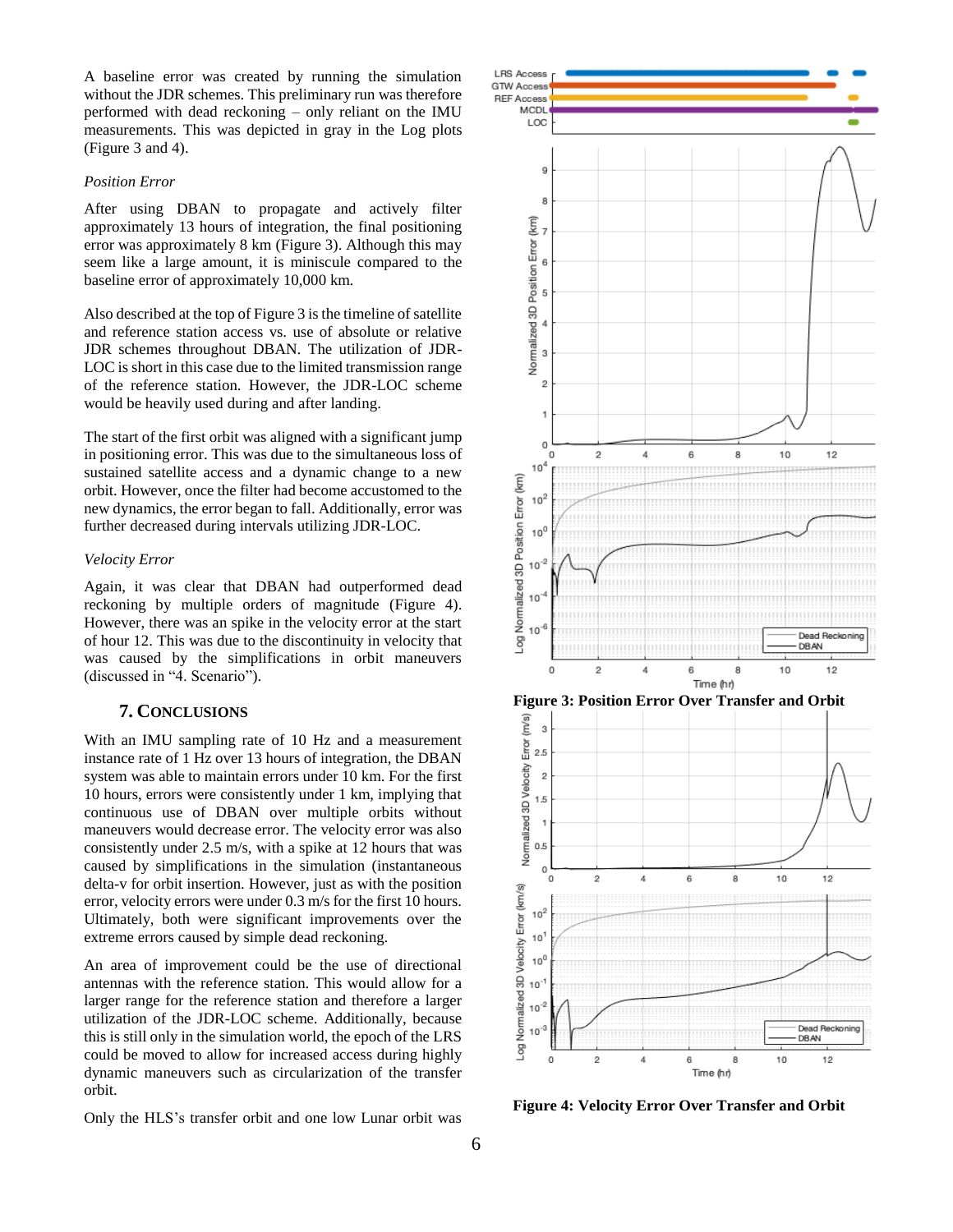A baseline error was created by running the simulation without the JDR schemes. This preliminary run was therefore performed with dead reckoning – only reliant on the IMU measurements. This was depicted in gray in the Log plots (Figure 3 and 4).

*Position Error*

After using DBAN to propagate and actively filter approximately 13 hours of integration, the final positioning error was approximately 8 km (Figure 3). Although this may seem like a large amount, it is miniscule compared to the baseline error of approximately 10,000 km.

Also described at the top of Figure 3 is the timeline of satellite and reference station access vs. use of absolute or relative JDR schemes throughout DBAN. The utilization of JDR-LOC is short in this case due to the limited transmission range of the reference station. However, the JDR-LOC scheme would be heavily used during and after landing.

The start of the first orbit was aligned with a significant jump in positioning error. This was due to the simultaneous loss of sustained satellite access and a dynamic change to a new orbit. However, once the filter had become accustomed to the new dynamics, the error began to fall. Additionally, error was further decreased during intervals utilizing JDR-LOC.

*Velocity Error*

Again, it was clear that DBAN had outperformed dead reckoning by multiple orders of magnitude (Figure 4). However, there was an spike in the velocity error at the start of hour 12. This was due to the discontinuity in velocity that was caused by the simplifications in orbit maneuvers (discussed in "4. Scenario").

## 7. Conclusions

With an IMU sampling rate of 10 Hz and a measurement instance rate of 1 Hz over 13 hours of integration, the DBAN system was able to maintain errors under 10 km. For the first 10 hours, errors were consistently under 1 km, implying that continuous use of DBAN over multiple orbits without maneuvers would decrease error. The velocity error was also consistently under 2.5 m/s, with a spike at 12 hours that was caused by simplifications in the simulation (instantaneous delta-v for orbit insertion. However, just as with the position error, velocity errors were under 0.3 m/s for the first 10 hours. Ultimately, both were significant improvements over the extreme errors caused by simple dead reckoning.

An area of improvement could be the use of directional antennas with the reference station. This would allow for a larger range for the reference station and therefore a larger utilization of the JDR-LOC scheme. Additionally, because this is still only in the simulation world, the epoch of the LRS could be moved to allow for increased access during highly dynamic maneuvers such as circularization of the transfer orbit.

Only the HLS's transfer orbit and one low Lunar orbit was

**Figure 3: Position Error Over Transfer and Orbit**

**Figure 4: Velocity Error Over Transfer and Orbit**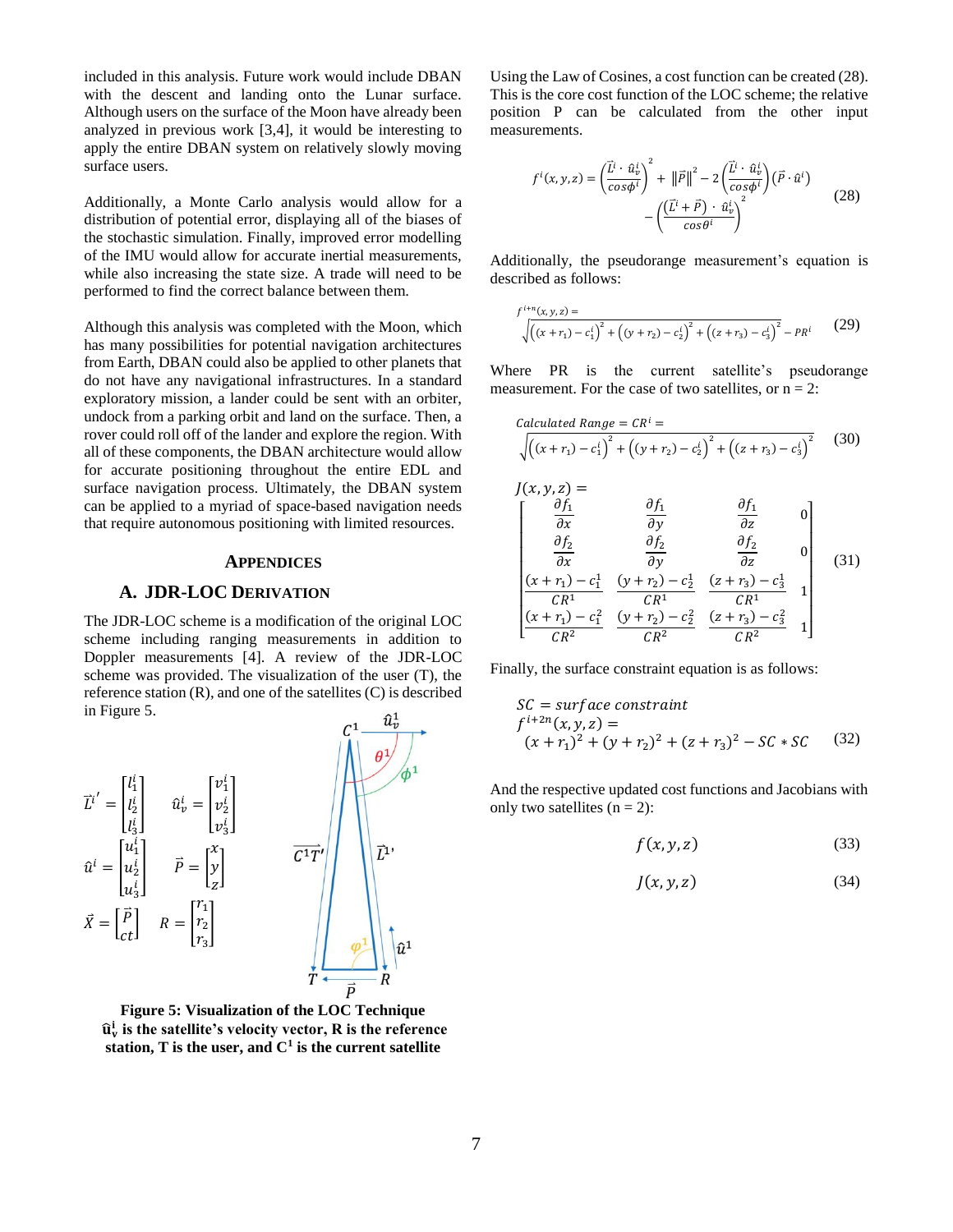included in this analysis. Future work would include DBAN with the descent and landing onto the Lunar surface. Although users on the surface of the Moon have already been analyzed in previous work [3,4], it would be interesting to apply the entire DBAN system on relatively slowly moving surface users.

Additionally, a Monte Carlo analysis would allow for a distribution of potential error, displaying all of the biases of the stochastic simulation. Finally, improved error modelling of the IMU would allow for accurate inertial measurements, while also increasing the state size. A trade will need to be performed to find the correct balance between them.

Although this analysis was completed with the Moon, which has many possibilities for potential navigation architectures from Earth, DBAN could also be applied to other planets that do not have any navigational infrastructures. In a standard exploratory mission, a lander could be sent with an orbiter, undock from a parking orbit and land on the surface. Then, a rover could roll off of the lander and explore the region. With all of these components, the DBAN architecture would allow for accurate positioning throughout the entire EDL and surface navigation process. Ultimately, the DBAN system can be applied to a myriad of space-based navigation needs that require autonomous positioning with limited resources.

## Appendices

### A. JDR-LOC Derivation

The JDR-LOC scheme is a modification of the original LOC scheme including ranging measurements in addition to Doppler measurements [4]. A review of the JDR-LOC scheme was provided. The visualization of the user (T), the reference station (R), and one of the satellites (C) is described in Figure 5.

$$\vec{L}^{i\prime} = \begin{bmatrix} l_1^i \\ l_2^i \\ l_3^i \end{bmatrix} \quad \hat{u}_v^i = \begin{bmatrix} v_1^i \\ v_2^i \\ v_3^i \end{bmatrix}$$

$$\hat{u}^i = \begin{bmatrix} u_1^i \\ u_2^i \\ u_3^i \end{bmatrix} \quad \vec{P} = \begin{bmatrix} x \\ y \\ z \end{bmatrix}$$

$$\vec{X} = \begin{bmatrix} \vec{P} \\ ct \end{bmatrix} \quad R = \begin{bmatrix} r_1 \\ r_2 \\ r_3 \end{bmatrix}$$

**Figure 5: Visualization of the LOC Technique $\hat{\mathbf{u}}_{\mathbf{v}}^{\mathbf{i}}$ is the satellite's velocity vector, R is the reference station, T is the user, and $\mathbf{C^1}$ is the current satellite**

Using the Law of Cosines, a cost function can be created (28). This is the core cost function of the LOC scheme; the relative position P can be calculated from the other input measurements.

$$f^i(x,y,z) = \left(\frac{\vec{L}^i \cdot \hat{u}_v^i}{cos\phi^i}\right)^2 + \|\vec{P}\|^2 - 2\left(\frac{\vec{L}^i \cdot \hat{u}_v^i}{cos\phi^i}\right)(\vec{P}\cdot\hat{u}^i) - \left(\frac{(\vec{L}^i + \vec{P})\cdot \hat{u}_v^i}{cos\theta^i}\right)^2 \tag{28}$$

Additionally, the pseudorange measurement's equation is described as follows:

$$f^{i+n}(x,y,z) = \sqrt{\left((x+r_1)-c_1^i\right)^2 + \left((y+r_2)-c_2^i\right)^2 + \left((z+r_3)-c_3^i\right)^2} - PR^i \tag{29}$$

Where PR is the current satellite's pseudorange measurement. For the case of two satellites, or n = 2:

$$Calculated\ Range = CR^i = \sqrt{\left((x+r_1)-c_1^i\right)^2 + \left((y+r_2)-c_2^i\right)^2 + \left((z+r_3)-c_3^i\right)^2} \tag{30}$$

$$J(x,y,z) = \begin{bmatrix} \frac{\partial f_1}{\partial x} & \frac{\partial f_1}{\partial y} & \frac{\partial f_1}{\partial z} & 0 \\ \frac{\partial f_2}{\partial x} & \frac{\partial f_2}{\partial y} & \frac{\partial f_2}{\partial z} & 0 \\ \frac{(x+r_1)-c_1^1}{CR^1} & \frac{(y+r_2)-c_2^1}{CR^1} & \frac{(z+r_3)-c_3^1}{CR^1} & 1 \\ \frac{(x+r_1)-c_1^2}{CR^2} & \frac{(y+r_2)-c_2^2}{CR^2} & \frac{(z+r_3)-c_3^2}{CR^2} & 1 \end{bmatrix} \tag{31}$$

Finally, the surface constraint equation is as follows:

$$SC = surface\ constraint$$
$$f^{i+2n}(x,y,z) = (x+r_1)^2 + (y+r_2)^2 + (z+r_3)^2 - SC*SC \tag{32}$$

And the respective updated cost functions and Jacobians with only two satellites (n = 2):

$$f(x,y,z) \tag{33}$$

$$J(x,y,z) \tag{34}$$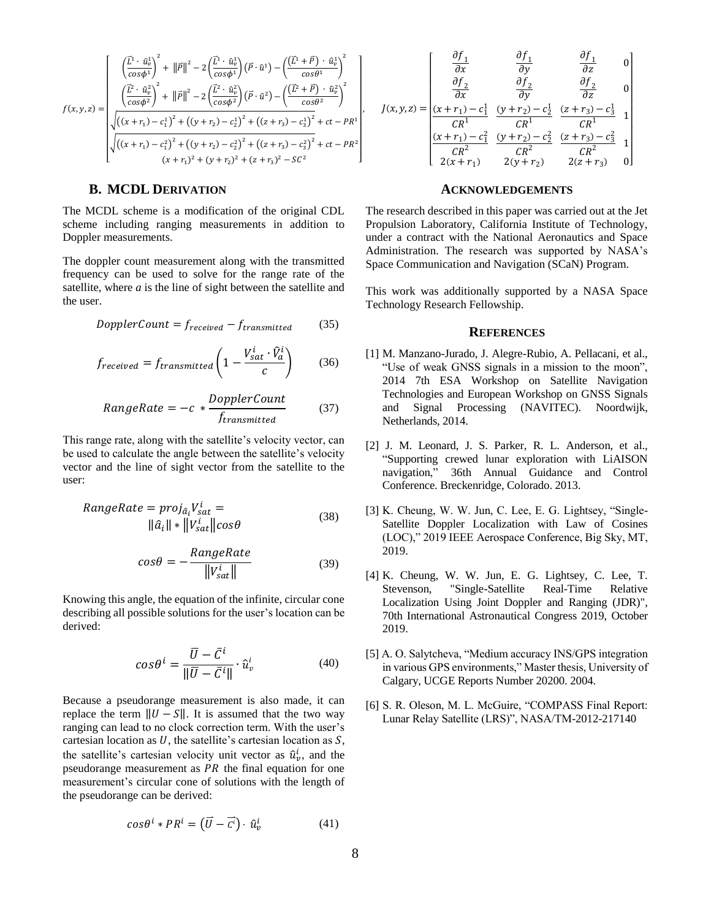$$f(x,y,z) = \begin{bmatrix} \left(\frac{\vec{L}^1 \cdot \hat{u}_v^1}{cos\phi^1}\right)^2 + \|\vec{P}\|^2 - 2\left(\frac{\vec{L}^1 \cdot \hat{u}_v^1}{cos\phi^1}\right)(\vec{P}\cdot\hat{u}^1) - \left(\frac{(\vec{L}^1+\vec{P})\cdot\hat{u}_v^1}{cos\theta^1}\right)^2 \\ \left(\frac{\vec{L}^2 \cdot \hat{u}_v^2}{cos\phi^2}\right)^2 + \|\vec{P}\|^2 - 2\left(\frac{\vec{L}^2 \cdot \hat{u}_v^2}{cos\phi^2}\right)(\vec{P}\cdot\hat{u}^2) - \left(\frac{(\vec{L}^2+\vec{P})\cdot\hat{u}_v^2}{cos\theta^2}\right)^2 \\ \sqrt{((x+r_1)-c_1^1)^2 + ((y+r_2)-c_2^1)^2 + ((z+r_3)-c_3^1)^2} + ct - PR^1 \\ \sqrt{((x+r_1)-c_1^2)^2 + ((y+r_2)-c_2^2)^2 + ((z+r_3)-c_3^2)^2} + ct - PR^2 \\ (x+r_1)^2 + (y+r_2)^2 + (z+r_3)^2 - SC^2 \end{bmatrix}, \quad J(x,y,z) = \begin{bmatrix} \frac{\partial f_1}{\partial x} & \frac{\partial f_1}{\partial y} & \frac{\partial f_1}{\partial z} & 0 \\ \frac{\partial f_2}{\partial x} & \frac{\partial f_2}{\partial y} & \frac{\partial f_2}{\partial z} & 0 \\ \frac{(x+r_1)-c_1^1}{CR^1} & \frac{(y+r_2)-c_2^1}{CR^1} & \frac{(z+r_3)-c_3^1}{CR^1} & 1 \\ \frac{(x+r_1)-c_1^2}{CR^2} & \frac{(y+r_2)-c_2^2}{CR^2} & \frac{(z+r_3)-c_3^2}{CR^2} & 1 \\ 2(x+r_1) & 2(y+r_2) & 2(z+r_3) & 0 \end{bmatrix}$$

## B. MCDL Derivation

The MCDL scheme is a modification of the original CDL scheme including ranging measurements in addition to Doppler measurements.

The doppler count measurement along with the transmitted frequency can be used to solve for the range rate of the satellite, where $a$ is the line of sight between the satellite and the user.

$$DopplerCount = f_{received} - f_{transmitted} \tag{35}$$

$$f_{received} = f_{transmitted}\left(1 - \frac{V_{sat}^i \cdot \hat{V}_a^i}{c}\right) \tag{36}$$

$$RangeRate = -c * \frac{DopplerCount}{f_{transmitted}} \tag{37}$$

This range rate, along with the satellite's velocity vector, can be used to calculate the angle between the satellite's velocity vector and the line of sight vector from the satellite to the user:

$$RangeRate = proj_{\hat{a}_i} V_{sat}^i = \|\hat{a}_i\| * \|V_{sat}^i\| cos\theta \tag{38}$$

$$cos\theta = -\frac{RangeRate}{\|V_{sat}^i\|} \tag{39}$$

Knowing this angle, the equation of the infinite, circular cone describing all possible solutions for the user's location can be derived:

$$cos\theta^i = \frac{\bar{U} - \bar{C}^i}{\|\bar{U} - \bar{C}^i\|} \cdot \hat{u}_v^i \tag{40}$$

Because a pseudorange measurement is also made, it can replace the term $\|U - S\|$. It is assumed that the two way ranging can lead to no clock correction term. With the user's cartesian location as $U$, the satellite's cartesian location as $S$, the satellite's cartesian velocity unit vector as $\hat{u}_v^i$, and the pseudorange measurement as $PR$ the final equation for one measurement's circular cone of solutions with the length of the pseudorange can be derived:

$$cos\theta^i * PR^i = (\vec{U} - \vec{c^i}) \cdot \hat{u}_v^i \tag{41}$$

## Acknowledgements

The research described in this paper was carried out at the Jet Propulsion Laboratory, California Institute of Technology, under a contract with the National Aeronautics and Space Administration. The research was supported by NASA's Space Communication and Navigation (SCaN) Program.

This work was additionally supported by a NASA Space Technology Research Fellowship.

## References

[1] M. Manzano-Jurado, J. Alegre-Rubio, A. Pellacani, et al., "Use of weak GNSS signals in a mission to the moon", 2014 7th ESA Workshop on Satellite Navigation Technologies and European Workshop on GNSS Signals and Signal Processing (NAVITEC). Noordwijk, Netherlands, 2014.

[2] J. M. Leonard, J. S. Parker, R. L. Anderson, et al., "Supporting crewed lunar exploration with LiAISON navigation," 36th Annual Guidance and Control Conference. Breckenridge, Colorado. 2013.

[3] K. Cheung, W. W. Jun, C. Lee, E. G. Lightsey, "Single-Satellite Doppler Localization with Law of Cosines (LOC)," 2019 IEEE Aerospace Conference, Big Sky, MT, 2019.

[4] K. Cheung, W. W. Jun, E. G. Lightsey, C. Lee, T. Stevenson, "Single-Satellite Real-Time Relative Localization Using Joint Doppler and Ranging (JDR)", 70th International Astronautical Congress 2019, October 2019.

[5] A. O. Salytcheva, "Medium accuracy INS/GPS integration in various GPS environments," Master thesis, University of Calgary, UCGE Reports Number 20200. 2004.

[6] S. R. Oleson, M. L. McGuire, "COMPASS Final Report: Lunar Relay Satellite (LRS)", NASA/TM-2012-217140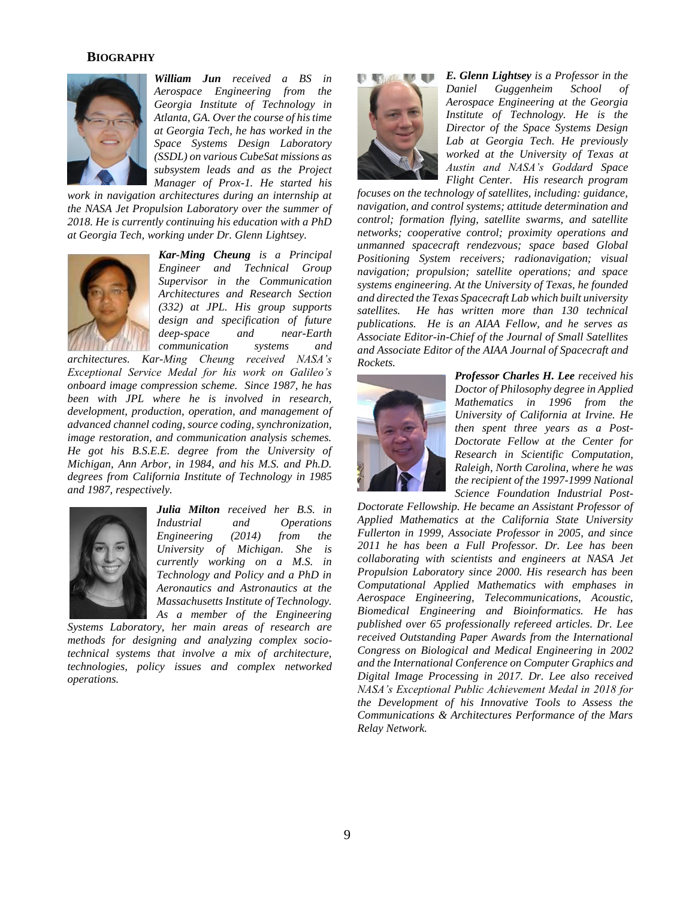## BIOGRAPHY

***William Jun*** *received a BS in Aerospace Engineering from the Georgia Institute of Technology in Atlanta, GA. Over the course of his time at Georgia Tech, he has worked in the Space Systems Design Laboratory (SSDL) on various CubeSat missions as subsystem leads and as the Project Manager of Prox-1. He started his work in navigation architectures during an internship at the NASA Jet Propulsion Laboratory over the summer of 2018. He is currently continuing his education with a PhD at Georgia Tech, working under Dr. Glenn Lightsey.*

***Kar-Ming Cheung*** *is a Principal Engineer and Technical Group Supervisor in the Communication Architectures and Research Section (332) at JPL. His group supports design and specification of future deep-space and near-Earth communication systems and architectures. Kar-Ming Cheung received NASA's Exceptional Service Medal for his work on Galileo's onboard image compression scheme. Since 1987, he has been with JPL where he is involved in research, development, production, operation, and management of advanced channel coding, source coding, synchronization, image restoration, and communication analysis schemes. He got his B.S.E.E. degree from the University of Michigan, Ann Arbor, in 1984, and his M.S. and Ph.D. degrees from California Institute of Technology in 1985 and 1987, respectively.*

***Julia Milton*** *received her B.S. in Industrial and Operations Engineering (2014) from the University of Michigan. She is currently working on a M.S. in Technology and Policy and a PhD in Aeronautics and Astronautics at the Massachusetts Institute of Technology. As a member of the Engineering Systems Laboratory, her main areas of research are methods for designing and analyzing complex socio-technical systems that involve a mix of architecture, technologies, policy issues and complex networked operations.*

***E. Glenn Lightsey*** *is a Professor in the Daniel Guggenheim School of Aerospace Engineering at the Georgia Institute of Technology. He is the Director of the Space Systems Design Lab at Georgia Tech. He previously worked at the University of Texas at Austin and NASA's Goddard Space Flight Center. His research program focuses on the technology of satellites, including: guidance, navigation, and control systems; attitude determination and control; formation flying, satellite swarms, and satellite networks; cooperative control; proximity operations and unmanned spacecraft rendezvous; space based Global Positioning System receivers; radionavigation; visual navigation; propulsion; satellite operations; and space systems engineering. At the University of Texas, he founded and directed the Texas Spacecraft Lab which built university satellites. He has written more than 130 technical publications. He is an AIAA Fellow, and he serves as Associate Editor-in-Chief of the Journal of Small Satellites and Associate Editor of the AIAA Journal of Spacecraft and Rockets.*

***Professor Charles H. Lee*** *received his Doctor of Philosophy degree in Applied Mathematics in 1996 from the University of California at Irvine. He then spent three years as a Post-Doctorate Fellow at the Center for Research in Scientific Computation, Raleigh, North Carolina, where he was the recipient of the 1997-1999 National Science Foundation Industrial Post-Doctorate Fellowship. He became an Assistant Professor of Applied Mathematics at the California State University Fullerton in 1999, Associate Professor in 2005, and since 2011 he has been a Full Professor. Dr. Lee has been collaborating with scientists and engineers at NASA Jet Propulsion Laboratory since 2000. His research has been Computational Applied Mathematics with emphases in Aerospace Engineering, Telecommunications, Acoustic, Biomedical Engineering and Bioinformatics. He has published over 65 professionally refereed articles. Dr. Lee received Outstanding Paper Awards from the International Congress on Biological and Medical Engineering in 2002 and the International Conference on Computer Graphics and Digital Image Processing in 2017. Dr. Lee also received NASA's Exceptional Public Achievement Medal in 2018 for the Development of his Innovative Tools to Assess the Communications & Architectures Performance of the Mars Relay Network.*